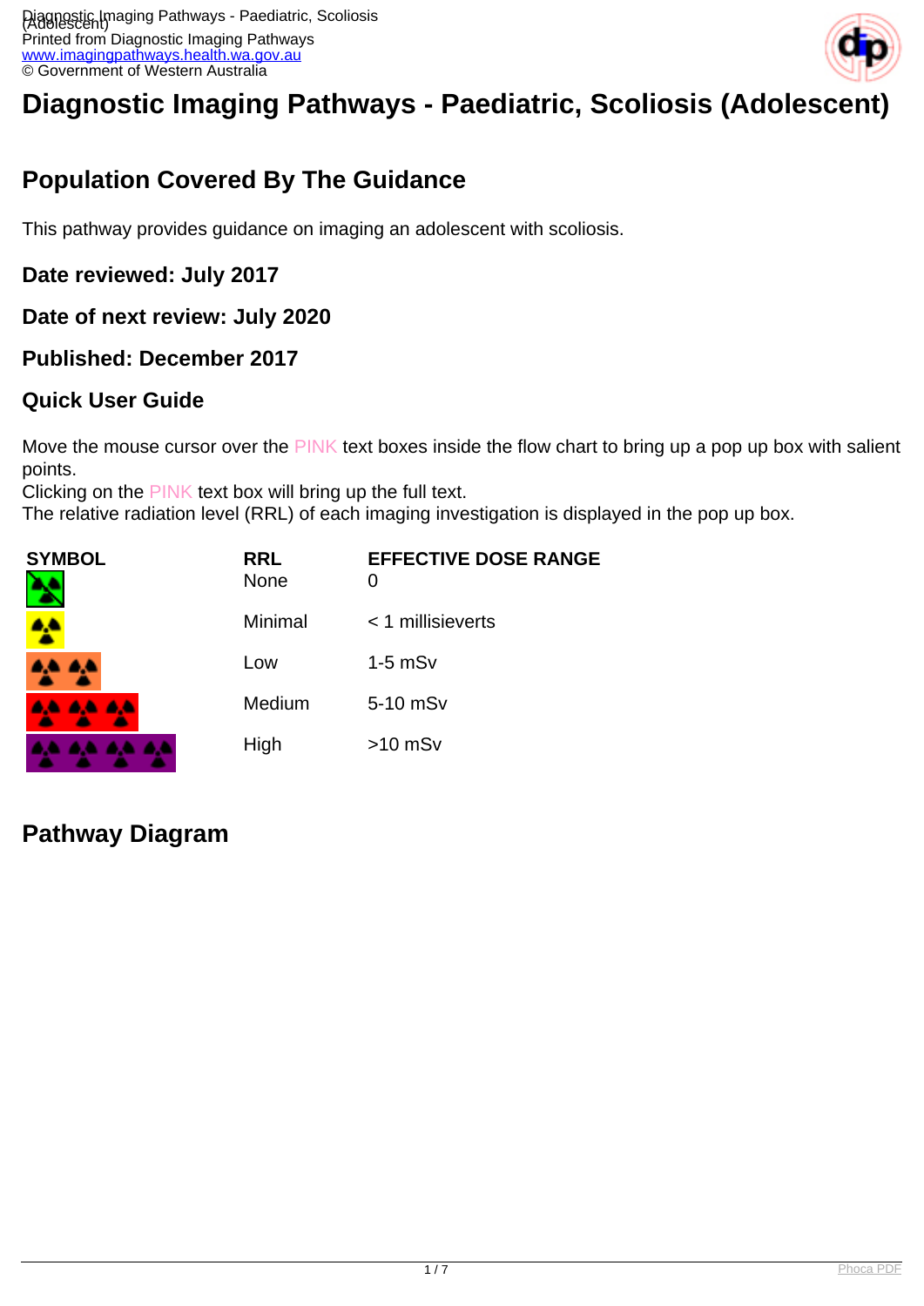# Diagnostic Imaging Pathways - Paediatric, Scoliosis (Adolescent)

## Population Covered By The Guidance

This pathway provides guidance on imaging an adolescent with scoliosis.

### Date reviewed: July 2017

### Date of next review: July 2020

### Published: December 2017

### Quick User Guide

Move the mouse cursor over the PINK text boxes inside the flow chart to bring up a pop up box with salient points.
Clicking on the PINK text box will bring up the full text.
The relative radiation level (RRL) of each imaging investigation is displayed in the pop up box.

| SYMBOL | RRL | EFFECTIVE DOSE RANGE |
|---|---|---|
| | None | 0 |
| | Minimal | < 1 millisieverts |
| | Low | 1-5 mSv |
| | Medium | 5-10 mSv |
| | High | >10 mSv |

## Pathway Diagram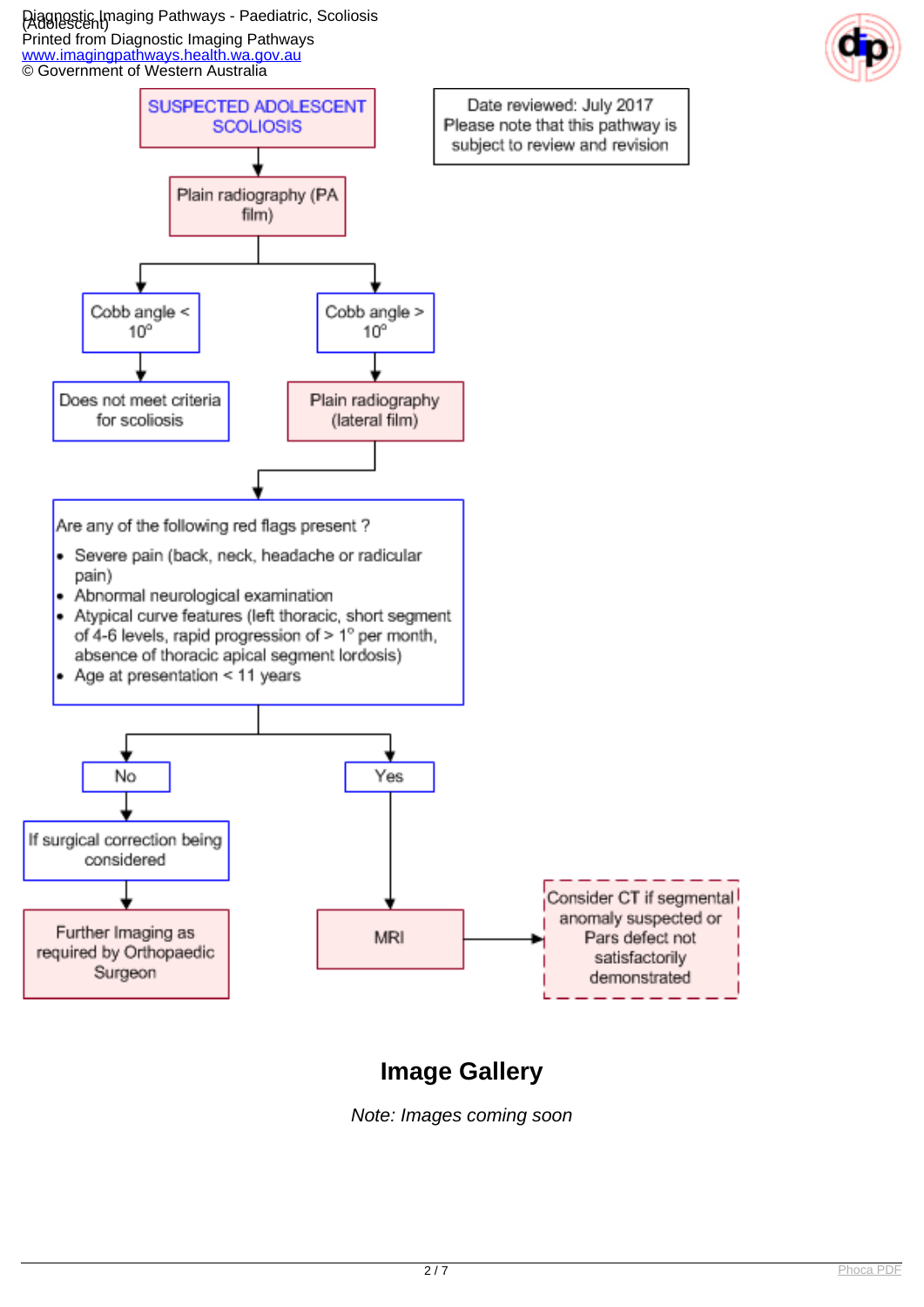SUSPECTED ADOLESCENT SCOLIOSIS

Date reviewed: July 2017
Please note that this pathway is subject to review and revision

Plain radiography (PA film)

- Cobb angle < 10°
  - Does not meet criteria for scoliosis
- Cobb angle > 10°
  - Plain radiography (lateral film)

Are any of the following red flags present ?

- Severe pain (back, neck, headache or radicular pain)
- Abnormal neurological examination
- Atypical curve features (left thoracic, short segment of 4-6 levels, rapid progression of > 1° per month, absence of thoracic apical segment lordosis)
- Age at presentation < 11 years

- No
  - If surgical correction being considered
  - Further Imaging as required by Orthopaedic Surgeon
- Yes
  - MRI
  - Consider CT if segmental anomaly suspected or Pars defect not satisfactorily demonstrated

## Image Gallery

*Note: Images coming soon*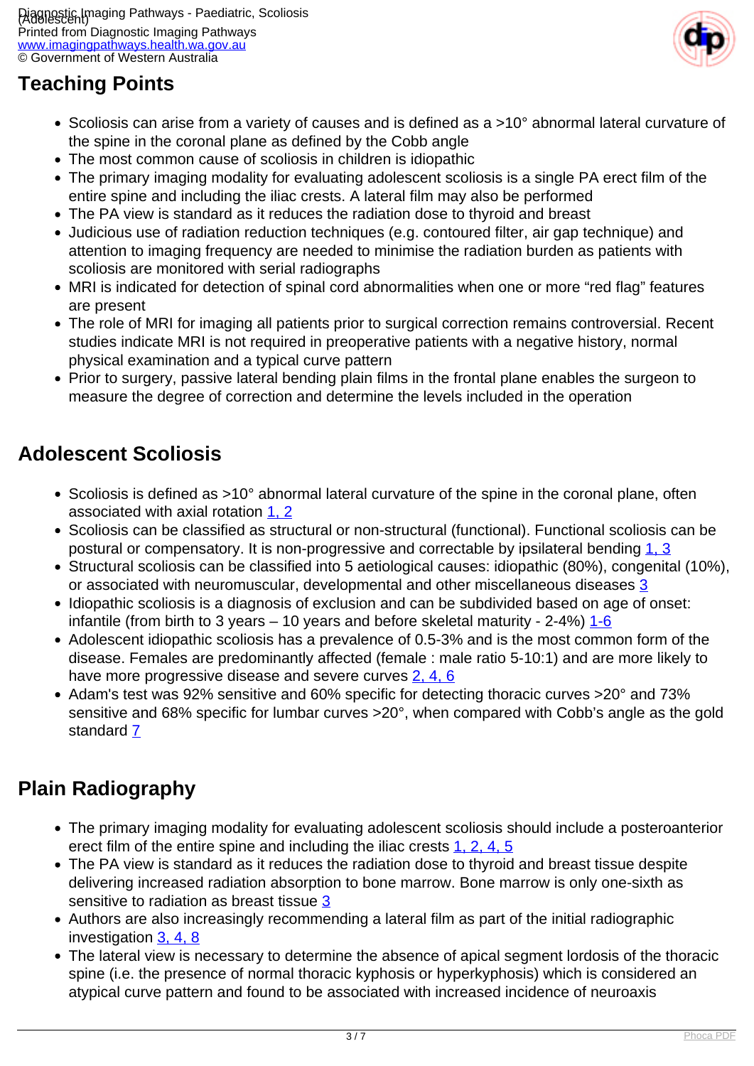## Teaching Points

- Scoliosis can arise from a variety of causes and is defined as a >10° abnormal lateral curvature of the spine in the coronal plane as defined by the Cobb angle
- The most common cause of scoliosis in children is idiopathic
- The primary imaging modality for evaluating adolescent scoliosis is a single PA erect film of the entire spine and including the iliac crests. A lateral film may also be performed
- The PA view is standard as it reduces the radiation dose to thyroid and breast
- Judicious use of radiation reduction techniques (e.g. contoured filter, air gap technique) and attention to imaging frequency are needed to minimise the radiation burden as patients with scoliosis are monitored with serial radiographs
- MRI is indicated for detection of spinal cord abnormalities when one or more "red flag" features are present
- The role of MRI for imaging all patients prior to surgical correction remains controversial. Recent studies indicate MRI is not required in preoperative patients with a negative history, normal physical examination and a typical curve pattern
- Prior to surgery, passive lateral bending plain films in the frontal plane enables the surgeon to measure the degree of correction and determine the levels included in the operation

## Adolescent Scoliosis

- Scoliosis is defined as >10° abnormal lateral curvature of the spine in the coronal plane, often associated with axial rotation 1, 2
- Scoliosis can be classified as structural or non-structural (functional). Functional scoliosis can be postural or compensatory. It is non-progressive and correctable by ipsilateral bending 1, 3
- Structural scoliosis can be classified into 5 aetiological causes: idiopathic (80%), congenital (10%), or associated with neuromuscular, developmental and other miscellaneous diseases 3
- Idiopathic scoliosis is a diagnosis of exclusion and can be subdivided based on age of onset: infantile (from birth to 3 years – 10 years and before skeletal maturity - 2-4%) 1-6
- Adolescent idiopathic scoliosis has a prevalence of 0.5-3% and is the most common form of the disease. Females are predominantly affected (female : male ratio 5-10:1) and are more likely to have more progressive disease and severe curves 2, 4, 6
- Adam's test was 92% sensitive and 60% specific for detecting thoracic curves >20° and 73% sensitive and 68% specific for lumbar curves >20°, when compared with Cobb's angle as the gold standard 7

## Plain Radiography

- The primary imaging modality for evaluating adolescent scoliosis should include a posteroanterior erect film of the entire spine and including the iliac crests 1, 2, 4, 5
- The PA view is standard as it reduces the radiation dose to thyroid and breast tissue despite delivering increased radiation absorption to bone marrow. Bone marrow is only one-sixth as sensitive to radiation as breast tissue 3
- Authors are also increasingly recommending a lateral film as part of the initial radiographic investigation 3, 4, 8
- The lateral view is necessary to determine the absence of apical segment lordosis of the thoracic spine (i.e. the presence of normal thoracic kyphosis or hyperkyphosis) which is considered an atypical curve pattern and found to be associated with increased incidence of neuroaxis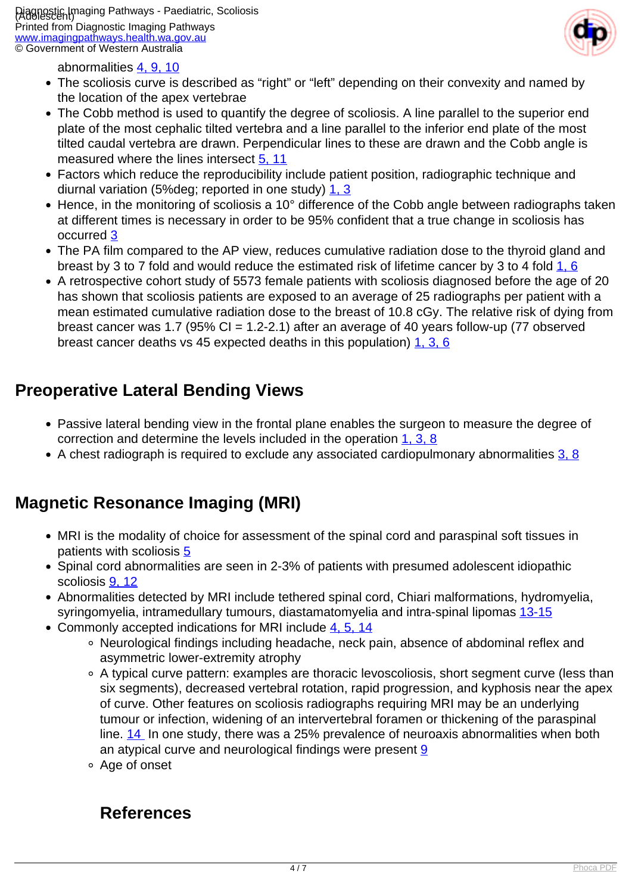abnormalities 4, 9, 10

- The scoliosis curve is described as "right" or "left" depending on their convexity and named by the location of the apex vertebrae
- The Cobb method is used to quantify the degree of scoliosis. A line parallel to the superior end plate of the most cephalic tilted vertebra and a line parallel to the inferior end plate of the most tilted caudal vertebra are drawn. Perpendicular lines to these are drawn and the Cobb angle is measured where the lines intersect 5, 11
- Factors which reduce the reproducibility include patient position, radiographic technique and diurnal variation (5%deg; reported in one study) 1, 3
- Hence, in the monitoring of scoliosis a 10° difference of the Cobb angle between radiographs taken at different times is necessary in order to be 95% confident that a true change in scoliosis has occurred 3
- The PA film compared to the AP view, reduces cumulative radiation dose to the thyroid gland and breast by 3 to 7 fold and would reduce the estimated risk of lifetime cancer by 3 to 4 fold 1, 6
- A retrospective cohort study of 5573 female patients with scoliosis diagnosed before the age of 20 has shown that scoliosis patients are exposed to an average of 25 radiographs per patient with a mean estimated cumulative radiation dose to the breast of 10.8 cGy. The relative risk of dying from breast cancer was 1.7 (95% CI = 1.2-2.1) after an average of 40 years follow-up (77 observed breast cancer deaths vs 45 expected deaths in this population) 1, 3, 6

## Preoperative Lateral Bending Views

- Passive lateral bending view in the frontal plane enables the surgeon to measure the degree of correction and determine the levels included in the operation 1, 3, 8
- A chest radiograph is required to exclude any associated cardiopulmonary abnormalities 3, 8

## Magnetic Resonance Imaging (MRI)

- MRI is the modality of choice for assessment of the spinal cord and paraspinal soft tissues in patients with scoliosis 5
- Spinal cord abnormalities are seen in 2-3% of patients with presumed adolescent idiopathic scoliosis 9, 12
- Abnormalities detected by MRI include tethered spinal cord, Chiari malformations, hydromyelia, syringomyelia, intramedullary tumours, diastamatomyelia and intra-spinal lipomas 13-15
- Commonly accepted indications for MRI include 4, 5, 14
    - Neurological findings including headache, neck pain, absence of abdominal reflex and asymmetric lower-extremity atrophy
    - A typical curve pattern: examples are thoracic levoscoliosis, short segment curve (less than six segments), decreased vertebral rotation, rapid progression, and kyphosis near the apex of curve. Other features on scoliosis radiographs requiring MRI may be an underlying tumour or infection, widening of an intervertebral foramen or thickening of the paraspinal line. 14 In one study, there was a 25% prevalence of neuroaxis abnormalities when both an atypical curve and neurological findings were present 9
    - Age of onset

### References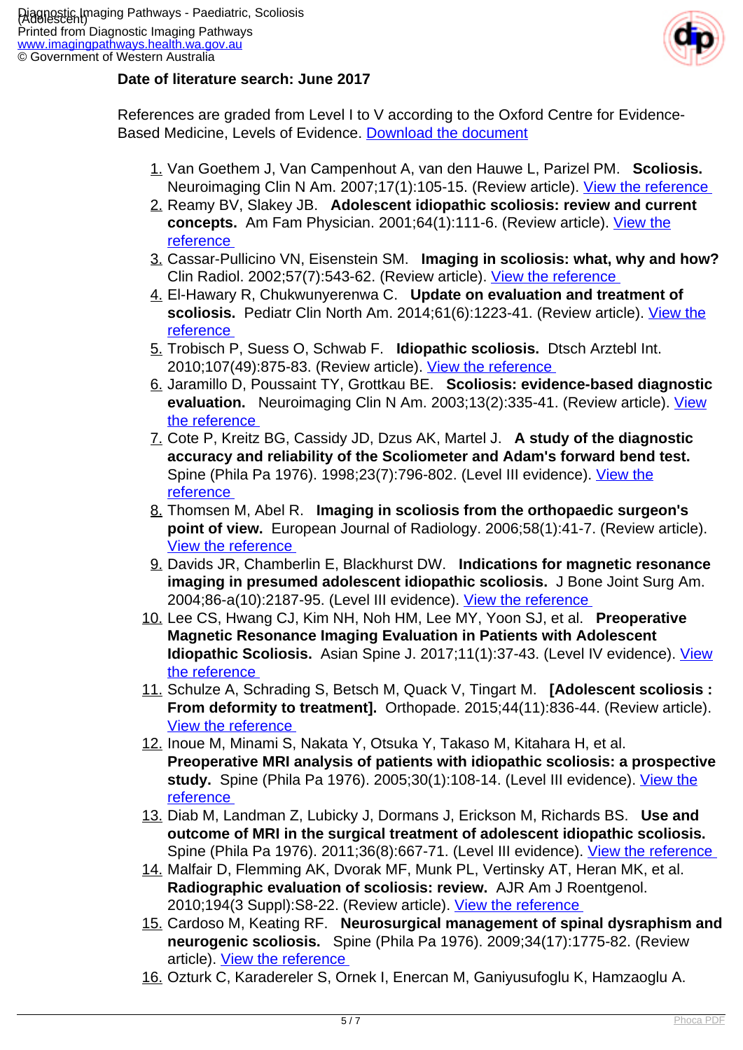**Date of literature search: June 2017**

References are graded from Level I to V according to the Oxford Centre for Evidence-Based Medicine, Levels of Evidence. [Download the document](#)

1. Van Goethem J, Van Campenhout A, van den Hauwe L, Parizel PM. **Scoliosis.** Neuroimaging Clin N Am. 2007;17(1):105-15. (Review article). [View the reference](#)
2. Reamy BV, Slakey JB. **Adolescent idiopathic scoliosis: review and current concepts.** Am Fam Physician. 2001;64(1):111-6. (Review article). [View the reference](#)
3. Cassar-Pullicino VN, Eisenstein SM. **Imaging in scoliosis: what, why and how?** Clin Radiol. 2002;57(7):543-62. (Review article). [View the reference](#)
4. El-Hawary R, Chukwunyerenwa C. **Update on evaluation and treatment of scoliosis.** Pediatr Clin North Am. 2014;61(6):1223-41. (Review article). [View the reference](#)
5. Trobisch P, Suess O, Schwab F. **Idiopathic scoliosis.** Dtsch Arztebl Int. 2010;107(49):875-83. (Review article). [View the reference](#)
6. Jaramillo D, Poussaint TY, Grottkau BE. **Scoliosis: evidence-based diagnostic evaluation.** Neuroimaging Clin N Am. 2003;13(2):335-41. (Review article). [View the reference](#)
7. Cote P, Kreitz BG, Cassidy JD, Dzus AK, Martel J. **A study of the diagnostic accuracy and reliability of the Scoliometer and Adam's forward bend test.** Spine (Phila Pa 1976). 1998;23(7):796-802. (Level III evidence). [View the reference](#)
8. Thomsen M, Abel R. **Imaging in scoliosis from the orthopaedic surgeon's point of view.** European Journal of Radiology. 2006;58(1):41-7. (Review article). [View the reference](#)
9. Davids JR, Chamberlin E, Blackhurst DW. **Indications for magnetic resonance imaging in presumed adolescent idiopathic scoliosis.** J Bone Joint Surg Am. 2004;86-a(10):2187-95. (Level III evidence). [View the reference](#)
10. Lee CS, Hwang CJ, Kim NH, Noh HM, Lee MY, Yoon SJ, et al. **Preoperative Magnetic Resonance Imaging Evaluation in Patients with Adolescent Idiopathic Scoliosis.** Asian Spine J. 2017;11(1):37-43. (Level IV evidence). [View the reference](#)
11. Schulze A, Schrading S, Betsch M, Quack V, Tingart M. **[Adolescent scoliosis : From deformity to treatment].** Orthopade. 2015;44(11):836-44. (Review article). [View the reference](#)
12. Inoue M, Minami S, Nakata Y, Otsuka Y, Takaso M, Kitahara H, et al. **Preoperative MRI analysis of patients with idiopathic scoliosis: a prospective study.** Spine (Phila Pa 1976). 2005;30(1):108-14. (Level III evidence). [View the reference](#)
13. Diab M, Landman Z, Lubicky J, Dormans J, Erickson M, Richards BS. **Use and outcome of MRI in the surgical treatment of adolescent idiopathic scoliosis.** Spine (Phila Pa 1976). 2011;36(8):667-71. (Level III evidence). [View the reference](#)
14. Malfair D, Flemming AK, Dvorak MF, Munk PL, Vertinsky AT, Heran MK, et al. **Radiographic evaluation of scoliosis: review.** AJR Am J Roentgenol. 2010;194(3 Suppl):S8-22. (Review article). [View the reference](#)
15. Cardoso M, Keating RF. **Neurosurgical management of spinal dysraphism and neurogenic scoliosis.** Spine (Phila Pa 1976). 2009;34(17):1775-82. (Review article). [View the reference](#)
16. Ozturk C, Karadereler S, Ornek I, Enercan M, Ganiyusufoglu K, Hamzaoglu A.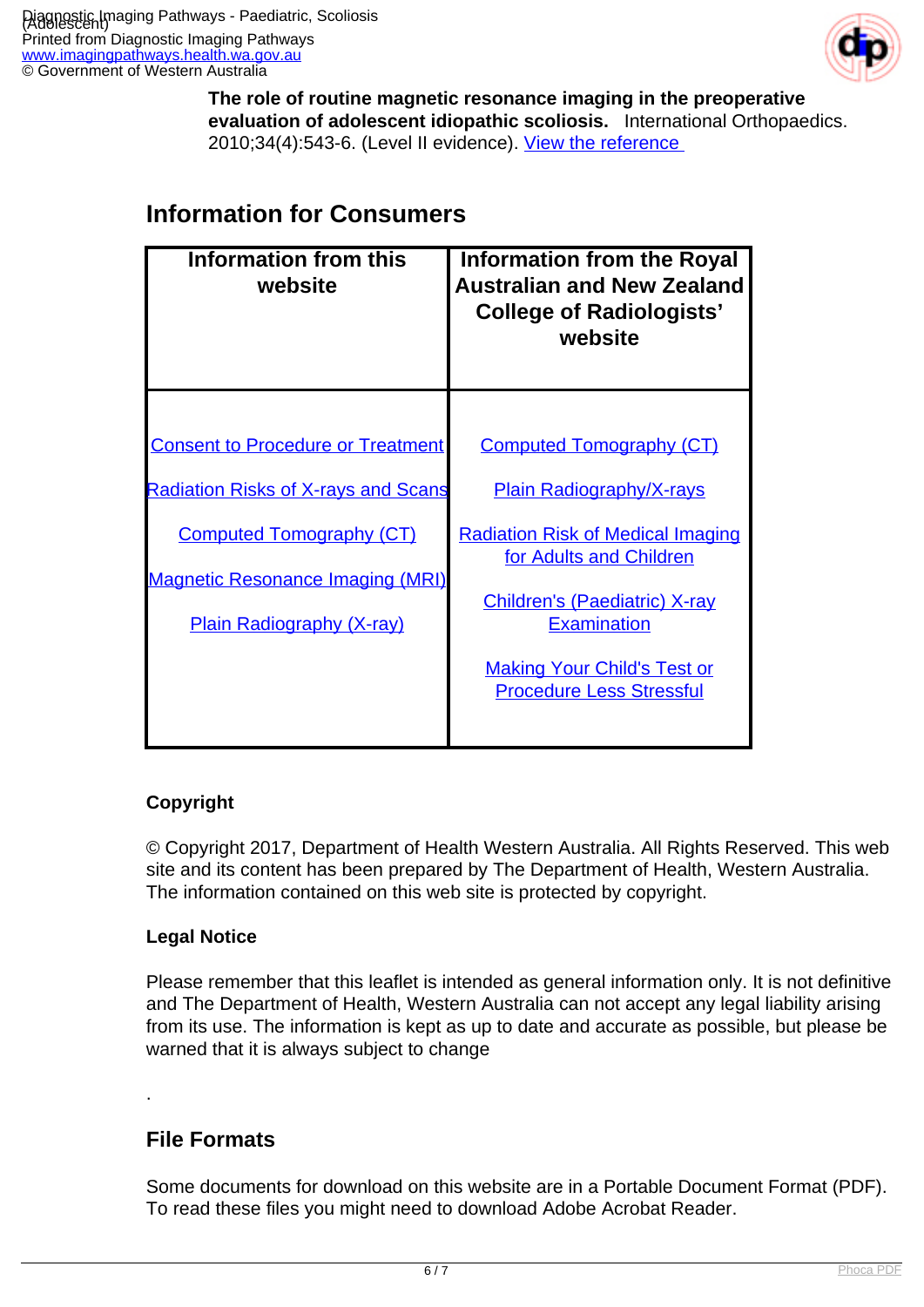**The role of routine magnetic resonance imaging in the preoperative evaluation of adolescent idiopathic scoliosis.** International Orthopaedics. 2010;34(4):543-6. (Level II evidence). View the reference

## Information for Consumers

| Information from this website | Information from the Royal Australian and New Zealand College of Radiologists' website |
|---|---|
| Consent to Procedure or Treatment | Computed Tomography (CT) |
| Radiation Risks of X-rays and Scans | Plain Radiography/X-rays |
| Computed Tomography (CT) | Radiation Risk of Medical Imaging for Adults and Children |
| Magnetic Resonance Imaging (MRI) | Children's (Paediatric) X-ray Examination |
| Plain Radiography (X-ray) | Making Your Child's Test or Procedure Less Stressful |

#### Copyright

© Copyright 2017, Department of Health Western Australia. All Rights Reserved. This web site and its content has been prepared by The Department of Health, Western Australia. The information contained on this web site is protected by copyright.

#### Legal Notice

Please remember that this leaflet is intended as general information only. It is not definitive and The Department of Health, Western Australia can not accept any legal liability arising from its use. The information is kept as up to date and accurate as possible, but please be warned that it is always subject to change

.

## File Formats

Some documents for download on this website are in a Portable Document Format (PDF). To read these files you might need to download Adobe Acrobat Reader.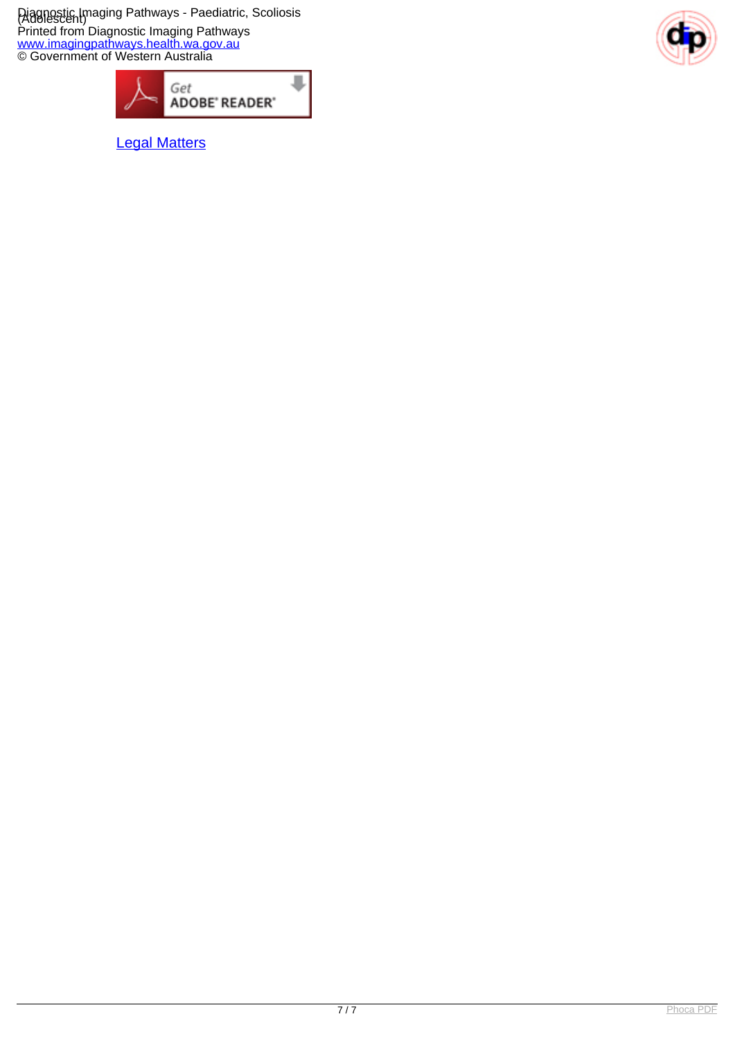Get ADOBE® READER®

Legal Matters